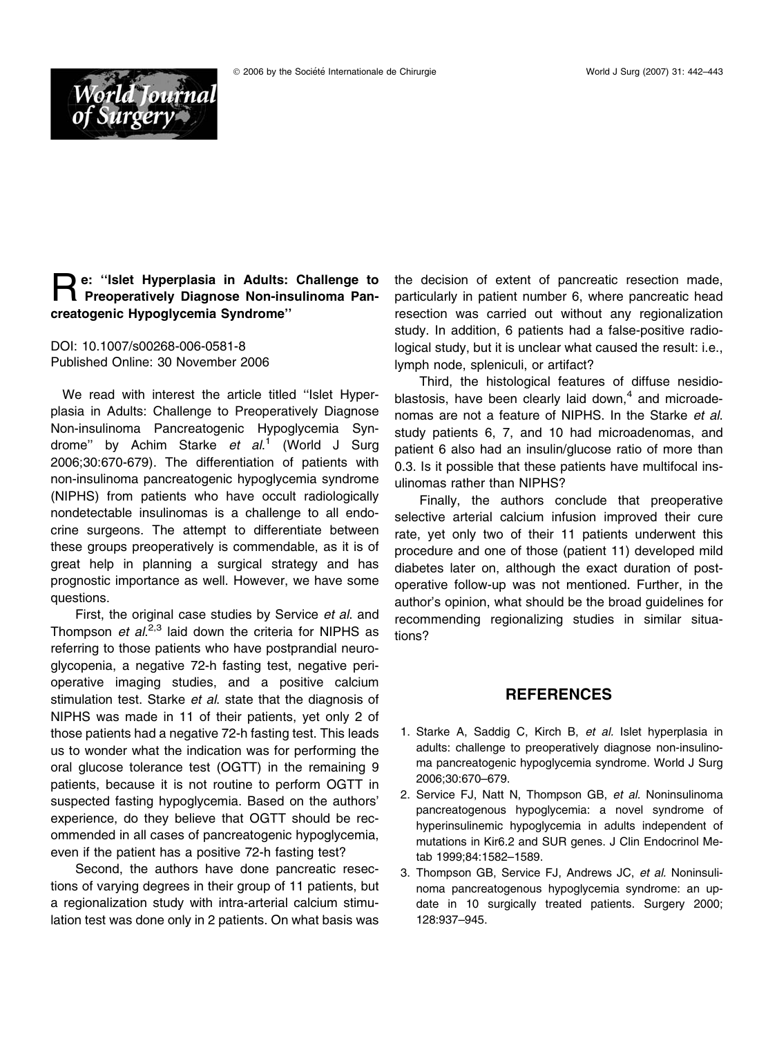# Re: "Islet Hyperplasia in Adults: Challenge to Preoperatively Diagnose Non-insulinoma Pancreatogenic Hypoglycemia Syndrome"

DOI: 10.1007/s00268-006-0581-8
Published Online: 30 November 2006

We read with interest the article titled "Islet Hyperplasia in Adults: Challenge to Preoperatively Diagnose Non-insulinoma Pancreatogenic Hypoglycemia Syndrome" by Achim Starke *et al.*[1] (World J Surg 2006;30:670-679). The differentiation of patients with non-insulinoma pancreatogenic hypoglycemia syndrome (NIPHS) from patients who have occult radiologically nondetectable insulinomas is a challenge to all endocrine surgeons. The attempt to differentiate between these groups preoperatively is commendable, as it is of great help in planning a surgical strategy and has prognostic importance as well. However, we have some questions.

First, the original case studies by Service *et al*. and Thompson *et al.*[2,3] laid down the criteria for NIPHS as referring to those patients who have postprandial neuroglycopenia, a negative 72-h fasting test, negative perioperative imaging studies, and a positive calcium stimulation test. Starke *et al*. state that the diagnosis of NIPHS was made in 11 of their patients, yet only 2 of those patients had a negative 72-h fasting test. This leads us to wonder what the indication was for performing the oral glucose tolerance test (OGTT) in the remaining 9 patients, because it is not routine to perform OGTT in suspected fasting hypoglycemia. Based on the authors' experience, do they believe that OGTT should be recommended in all cases of pancreatogenic hypoglycemia, even if the patient has a positive 72-h fasting test?

Second, the authors have done pancreatic resections of varying degrees in their group of 11 patients, but a regionalization study with intra-arterial calcium stimulation test was done only in 2 patients. On what basis was the decision of extent of pancreatic resection made, particularly in patient number 6, where pancreatic head resection was carried out without any regionalization study. In addition, 6 patients had a false-positive radiological study, but it is unclear what caused the result: i.e., lymph node, spleniculi, or artifact?

Third, the histological features of diffuse nesidioblastosis, have been clearly laid down,[4] and microadenomas are not a feature of NIPHS. In the Starke *et al*. study patients 6, 7, and 10 had microadenomas, and patient 6 also had an insulin/glucose ratio of more than 0.3. Is it possible that these patients have multifocal insulinomas rather than NIPHS?

Finally, the authors conclude that preoperative selective arterial calcium infusion improved their cure rate, yet only two of their 11 patients underwent this procedure and one of those (patient 11) developed mild diabetes later on, although the exact duration of postoperative follow-up was not mentioned. Further, in the author's opinion, what should be the broad guidelines for recommending regionalizing studies in similar situations?

## REFERENCES

1. Starke A, Saddig C, Kirch B, *et al.* Islet hyperplasia in adults: challenge to preoperatively diagnose non-insulinoma pancreatogenic hypoglycemia syndrome. World J Surg 2006;30:670–679.
2. Service FJ, Natt N, Thompson GB, *et al.* Noninsulinoma pancreatogenous hypoglycemia: a novel syndrome of hyperinsulinemic hypoglycemia in adults independent of mutations in Kir6.2 and SUR genes. J Clin Endocrinol Metab 1999;84:1582–1589.
3. Thompson GB, Service FJ, Andrews JC, *et al.* Noninsulinoma pancreatogenous hypoglycemia syndrome: an update in 10 surgically treated patients. Surgery 2000; 128:937–945.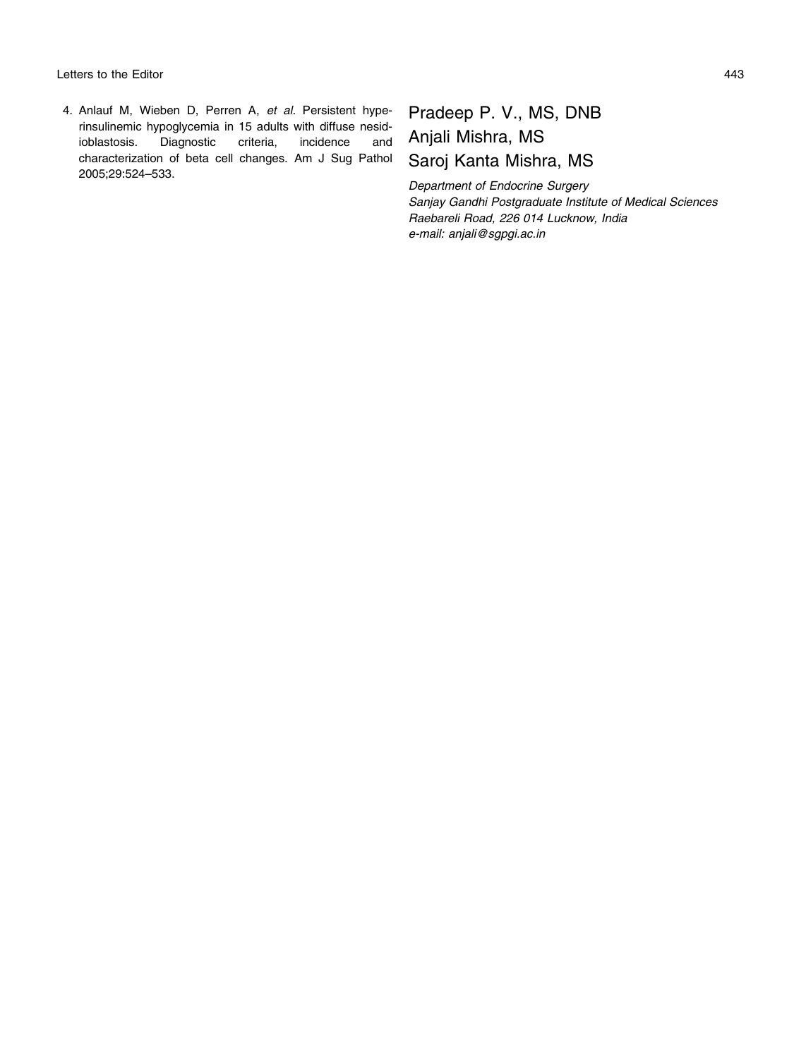4. Anlauf M, Wieben D, Perren A, *et al*. Persistent hyperinsulinemic hypoglycemia in 15 adults with diffuse nesidioblastosis. Diagnostic criteria, incidence and characterization of beta cell changes. Am J Sug Pathol 2005;29:524–533.

Pradeep P. V., MS, DNB

Anjali Mishra, MS

Saroj Kanta Mishra, MS

*Department of Endocrine Surgery*
*Sanjay Gandhi Postgraduate Institute of Medical Sciences*
*Raebareli Road, 226 014 Lucknow, India*
*e-mail: anjali@sgpgi.ac.in*